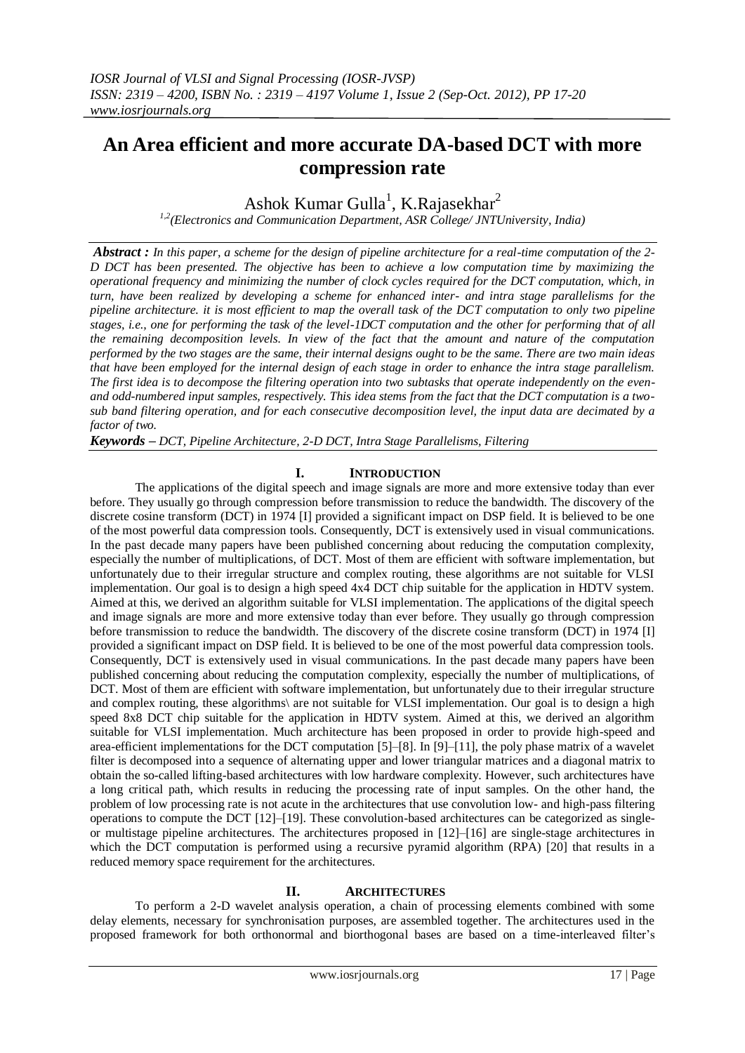# An Area efficient and more accurate DA-based DCT with more compression rate

Ashok Kumar Gulla[1], K.Rajasekhar[2]

[1,2](Electronics and Communication Department, ASR College/ JNTUniversity, India)

***Abstract :*** *In this paper, a scheme for the design of pipeline architecture for a real-time computation of the 2-D DCT has been presented. The objective has been to achieve a low computation time by maximizing the operational frequency and minimizing the number of clock cycles required for the DCT computation, which, in turn, have been realized by developing a scheme for enhanced inter- and intra stage parallelisms for the pipeline architecture. it is most efficient to map the overall task of the DCT computation to only two pipeline stages, i.e., one for performing the task of the level-1DCT computation and the other for performing that of all the remaining decomposition levels. In view of the fact that the amount and nature of the computation performed by the two stages are the same, their internal designs ought to be the same. There are two main ideas that have been employed for the internal design of each stage in order to enhance the intra stage parallelism. The first idea is to decompose the filtering operation into two subtasks that operate independently on the even- and odd-numbered input samples, respectively. This idea stems from the fact that the DCT computation is a two-sub band filtering operation, and for each consecutive decomposition level, the input data are decimated by a factor of two.*

***Keywords –*** *DCT, Pipeline Architecture, 2-D DCT, Intra Stage Parallelisms, Filtering*

## I. Introduction

The applications of the digital speech and image signals are more and more extensive today than ever before. They usually go through compression before transmission to reduce the bandwidth. The discovery of the discrete cosine transform (DCT) in 1974 [I] provided a significant impact on DSP field. It is believed to be one of the most powerful data compression tools. Consequently, DCT is extensively used in visual communications. In the past decade many papers have been published concerning about reducing the computation complexity, especially the number of multiplications, of DCT. Most of them are efficient with software implementation, but unfortunately due to their irregular structure and complex routing, these algorithms are not suitable for VLSI implementation. Our goal is to design a high speed 4x4 DCT chip suitable for the application in HDTV system. Aimed at this, we derived an algorithm suitable for VLSI implementation. The applications of the digital speech and image signals are more and more extensive today than ever before. They usually go through compression before transmission to reduce the bandwidth. The discovery of the discrete cosine transform (DCT) in 1974 [I] provided a significant impact on DSP field. It is believed to be one of the most powerful data compression tools. Consequently, DCT is extensively used in visual communications. In the past decade many papers have been published concerning about reducing the computation complexity, especially the number of multiplications, of DCT. Most of them are efficient with software implementation, but unfortunately due to their irregular structure and complex routing, these algorithms\ are not suitable for VLSI implementation. Our goal is to design a high speed 8x8 DCT chip suitable for the application in HDTV system. Aimed at this, we derived an algorithm suitable for VLSI implementation. Much architecture has been proposed in order to provide high-speed and area-efficient implementations for the DCT computation [5]–[8]. In [9]–[11], the poly phase matrix of a wavelet filter is decomposed into a sequence of alternating upper and lower triangular matrices and a diagonal matrix to obtain the so-called lifting-based architectures with low hardware complexity. However, such architectures have a long critical path, which results in reducing the processing rate of input samples. On the other hand, the problem of low processing rate is not acute in the architectures that use convolution low- and high-pass filtering operations to compute the DCT [12]–[19]. These convolution-based architectures can be categorized as single- or multistage pipeline architectures. The architectures proposed in [12]–[16] are single-stage architectures in which the DCT computation is performed using a recursive pyramid algorithm (RPA) [20] that results in a reduced memory space requirement for the architectures.

## II. Architectures

To perform a 2-D wavelet analysis operation, a chain of processing elements combined with some delay elements, necessary for synchronisation purposes, are assembled together. The architectures used in the proposed framework for both orthonormal and biorthogonal bases are based on a time-interleaved filter's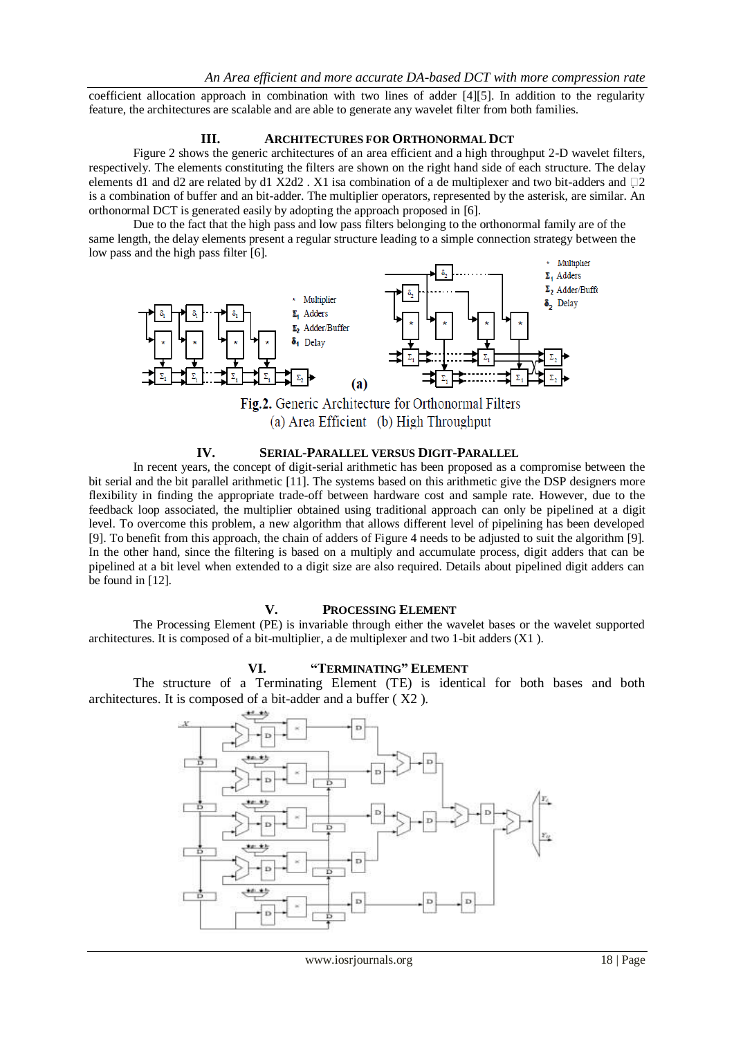coefficient allocation approach in combination with two lines of adder [4][5]. In addition to the regularity feature, the architectures are scalable and are able to generate any wavelet filter from both families.

## III. ARCHITECTURES FOR ORTHONORMAL DCT

Figure 2 shows the generic architectures of an area efficient and a high throughput 2-D wavelet filters, respectively. The elements constituting the filters are shown on the right hand side of each structure. The delay elements d1 and d2 are related by d1 X2d2 . X1 isa combination of a de multiplexer and two bit-adders and 2 is a combination of buffer and an bit-adder. The multiplier operators, represented by the asterisk, are similar. An orthonormal DCT is generated easily by adopting the approach proposed in [6].

Due to the fact that the high pass and low pass filters belonging to the orthonormal family are of the same length, the delay elements present a regular structure leading to a simple connection strategy between the low pass and the high pass filter [6].

**Fig.2.** Generic Architecture for Orthonormal Filters
(a) Area Efficient (b) High Throughput

## IV. SERIAL-PARALLEL VERSUS DIGIT-PARALLEL

In recent years, the concept of digit-serial arithmetic has been proposed as a compromise between the bit serial and the bit parallel arithmetic [11]. The systems based on this arithmetic give the DSP designers more flexibility in finding the appropriate trade-off between hardware cost and sample rate. However, due to the feedback loop associated, the multiplier obtained using traditional approach can only be pipelined at a digit level. To overcome this problem, a new algorithm that allows different level of pipelining has been developed [9]. To benefit from this approach, the chain of adders of Figure 4 needs to be adjusted to suit the algorithm [9]. In the other hand, since the filtering is based on a multiply and accumulate process, digit adders that can be pipelined at a bit level when extended to a digit size are also required. Details about pipelined digit adders can be found in [12].

## V. PROCESSING ELEMENT

The Processing Element (PE) is invariable through either the wavelet bases or the wavelet supported architectures. It is composed of a bit-multiplier, a de multiplexer and two 1-bit adders (X1 ).

## VI. "TERMINATING" ELEMENT

The structure of a Terminating Element (TE) is identical for both bases and both architectures. It is composed of a bit-adder and a buffer ( X2 ).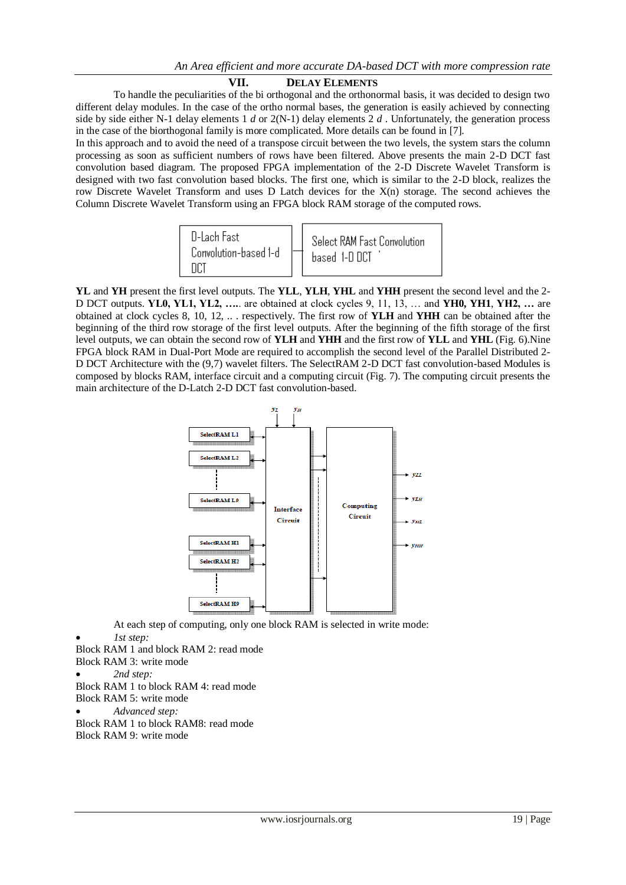## VII. DELAY ELEMENTS

To handle the peculiarities of the bi orthogonal and the orthonormal basis, it was decided to design two different delay modules. In the case of the ortho normal bases, the generation is easily achieved by connecting side by side either N-1 delay elements 1 *d* or 2(N-1) delay elements 2 *d* . Unfortunately, the generation process in the case of the biorthogonal family is more complicated. More details can be found in [7].

In this approach and to avoid the need of a transpose circuit between the two levels, the system stars the column processing as soon as sufficient numbers of rows have been filtered. Above presents the main 2-D DCT fast convolution based diagram. The proposed FPGA implementation of the 2-D Discrete Wavelet Transform is designed with two fast convolution based blocks. The first one, which is similar to the 2-D block, realizes the row Discrete Wavelet Transform and uses D Latch devices for the X(n) storage. The second achieves the Column Discrete Wavelet Transform using an FPGA block RAM storage of the computed rows.

D-Lach Fast Convolution-based 1-d DCT

Select RAM Fast Convolution based 1-D DCT

**YL** and **YH** present the first level outputs. The **YLL**, **YLH**, **YHL** and **YHH** present the second level and the 2-D DCT outputs. **YL0, YL1, YL2, ….** are obtained at clock cycles 9, 11, 13, … and **YH0, YH1**, **YH2, …** are obtained at clock cycles 8, 10, 12, .. . respectively. The first row of **YLH** and **YHH** can be obtained after the beginning of the third row storage of the first level outputs. After the beginning of the fifth storage of the first level outputs, we can obtain the second row of **YLH** and **YHH** and the first row of **YLL** and **YHL** (Fig. 6).Nine FPGA block RAM in Dual-Port Mode are required to accomplish the second level of the Parallel Distributed 2-D DCT Architecture with the (9,7) wavelet filters. The SelectRAM 2-D DCT fast convolution-based Modules is composed by blocks RAM, interface circuit and a computing circuit (Fig. 7). The computing circuit presents the main architecture of the D-Latch 2-D DCT fast convolution-based.

At each step of computing, only one block RAM is selected in write mode:

- *1st step:*

Block RAM 1 and block RAM 2: read mode
Block RAM 3: write mode

- *2nd step:*

Block RAM 1 to block RAM 4: read mode
Block RAM 5: write mode

- *Advanced step:*

Block RAM 1 to block RAM8: read mode
Block RAM 9: write mode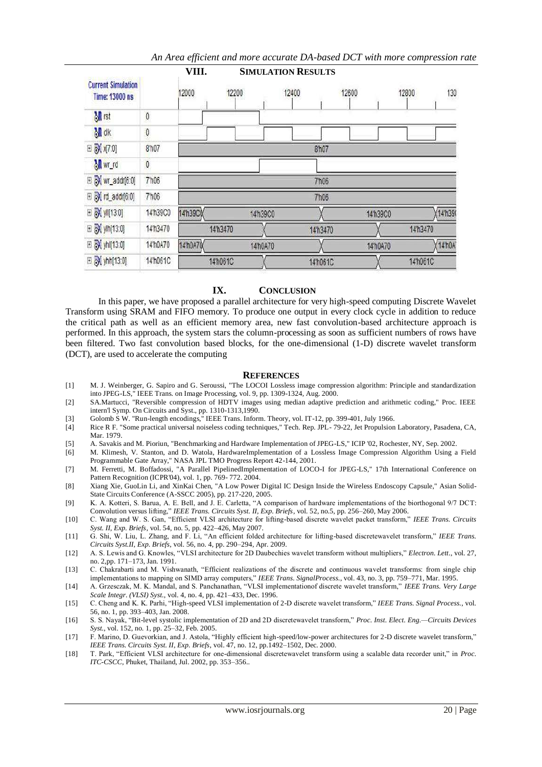## VIII. SIMULATION RESULTS

Current Simulation Time: 13000 ns

12000 12200 12400 12600 12800 130

rst 0

clk 0

x[7:0] 8'h07 8'h07

wr_rd 0

wr_addr[6:0] 7'h06 7'h06

rd_addr[6:0] 7'h06 7'h06

yll[13:0] 14'h39C0 14'h39C0 14'h39C0 14'h39C0 14'h39C

ylh[13:0] 14'h3470 14'h3470 14'h3470 14'h3470

yhl[13:0] 14'h0A70 14'h0A70 14'h0A70 14'h0A70 14'h0A

yhh[13:0] 14'h061C 14'h061C 14'h061C 14'h061C

## IX. CONCLUSION

In this paper, we have proposed a parallel architecture for very high-speed computing Discrete Wavelet Transform using SRAM and FIFO memory. To produce one output in every clock cycle in addition to reduce the critical path as well as an efficient memory area, new fast convolution-based architecture approach is performed. In this approach, the system stars the column-processing as soon as sufficient numbers of rows have been filtered. Two fast convolution based blocks, for the one-dimensional (1-D) discrete wavelet transform (DCT), are used to accelerate the computing

## REFERENCES

[1] M. J. Weinberger, G. Sapiro and G. Seroussi, "The LOCOI Lossless image compression algorithm: Principle and standardization into JPEG-LS," IEEE Trans. on Image Processing, vol. 9, pp. 1309-1324, Aug. 2000.

[2] SA.Martucci, "Reversible compression of HDTV images using median adaptive prediction and arithmetic coding," Proc. IEEE intern'l Symp. On Circuits and Syst., pp. 1310-1313,1990.

[3] Golomb S W. "Run-length encodings," IEEE Trans. Inform. Theory, vol. IT-12, pp. 399-401, July 1966.

[4] Rice R F. "Some practical universal noiseless coding techniques," Tech. Rep. JPL- 79-22, Jet Propulsion Laboratory, Pasadena, CA, Mar. 1979.

[5] A. Savakis and M. Pioriun, "Benchmarking and Hardware Implementation of JPEG-LS," ICIP '02, Rochester, NY, Sep. 2002.

[6] M. Klimesh, V. Stanton, and D. Watola, HardwareImplementation of a Lossless Image Compression Algorithm Using a Field Programmable Gate Array," NASA JPL TMO Progress Report 42-144, 2001.

[7] M. Ferretti, M. Boffadossi, "A Parallel PipelinedImplementation of LOCO-I for JPEG-LS," 17th International Conference on Pattern Recognition (ICPR'04), vol. 1, pp. 769- 772. 2004.

[8] Xiang Xie, GuoLin Li, and XinKai Chen, "A Low Power Digital IC Design Inside the Wireless Endoscopy Capsule," Asian Solid-State Circuits Conference (A-SSCC 2005), pp. 217-220, 2005.

[9] K. A. Kotteri, S. Barua, A. E. Bell, and J. E. Carletta, "A comparison of hardware implementations of the biorthogonal 9/7 DCT: Convolution versus lifting," *IEEE Trans. Circuits Syst. II, Exp. Briefs*, vol. 52, no.5, pp. 256–260, May 2006.

[10] C. Wang and W. S. Gan, "Efficient VLSI architecture for lifting-based discrete wavelet packet transform," *IEEE Trans. Circuits Syst. II, Exp. Briefs*, vol. 54, no. 5, pp. 422–426, May 2007.

[11] G. Shi, W. Liu, L. Zhang, and F. Li, "An efficient folded architecture for lifting-based discretewavelet transform," *IEEE Trans. Circuits Syst.II, Exp. Briefs*, vol. 56, no. 4, pp. 290–294, Apr. 2009.

[12] A. S. Lewis and G. Knowles, "VLSI architecture for 2D Daubechies wavelet transform without multipliers," *Electron. Lett.*, vol. 27, no. 2,pp. 171–173, Jan. 1991.

[13] C. Chakrabarti and M. Vishwanath, "Efficient realizations of the discrete and continuous wavelet transforms: from single chip implementations to mapping on SIMD array computers," *IEEE Trans. SignalProcess.*, vol. 43, no. 3, pp. 759–771, Mar. 1995.

[14] A. Grzesczak, M. K. Mandal, and S. Panchanathan, "VLSI implementationof discrete wavelet transform," *IEEE Trans. Very Large Scale Integr. (VLSI) Syst.*, vol. 4, no. 4, pp. 421–433, Dec. 1996.

[15] C. Cheng and K. K. Parhi, "High-speed VLSI implementation of 2-D discrete wavelet transform," *IEEE Trans. Signal Process.*, vol. 56, no. 1, pp. 393–403, Jan. 2008.

[16] S. S. Nayak, "Bit-level systolic implementation of 2D and 2D discretewavelet transform," *Proc. Inst. Elect. Eng.—Circuits Devices Syst.*, vol. 152, no. 1, pp. 25–32, Feb. 2005.

[17] F. Marino, D. Guevorkian, and J. Astola, "Highly efficient high-speed/low-power architectures for 2-D discrete wavelet transform," *IEEE Trans. Circuits Syst. II, Exp. Briefs*, vol. 47, no. 12, pp.1492–1502, Dec. 2000.

[18] T. Park, "Efficient VLSI architecture for one-dimensional discretewavelet transform using a scalable data recorder unit," in *Proc. ITC-CSCC*, Phuket, Thailand, Jul. 2002, pp. 353–356..